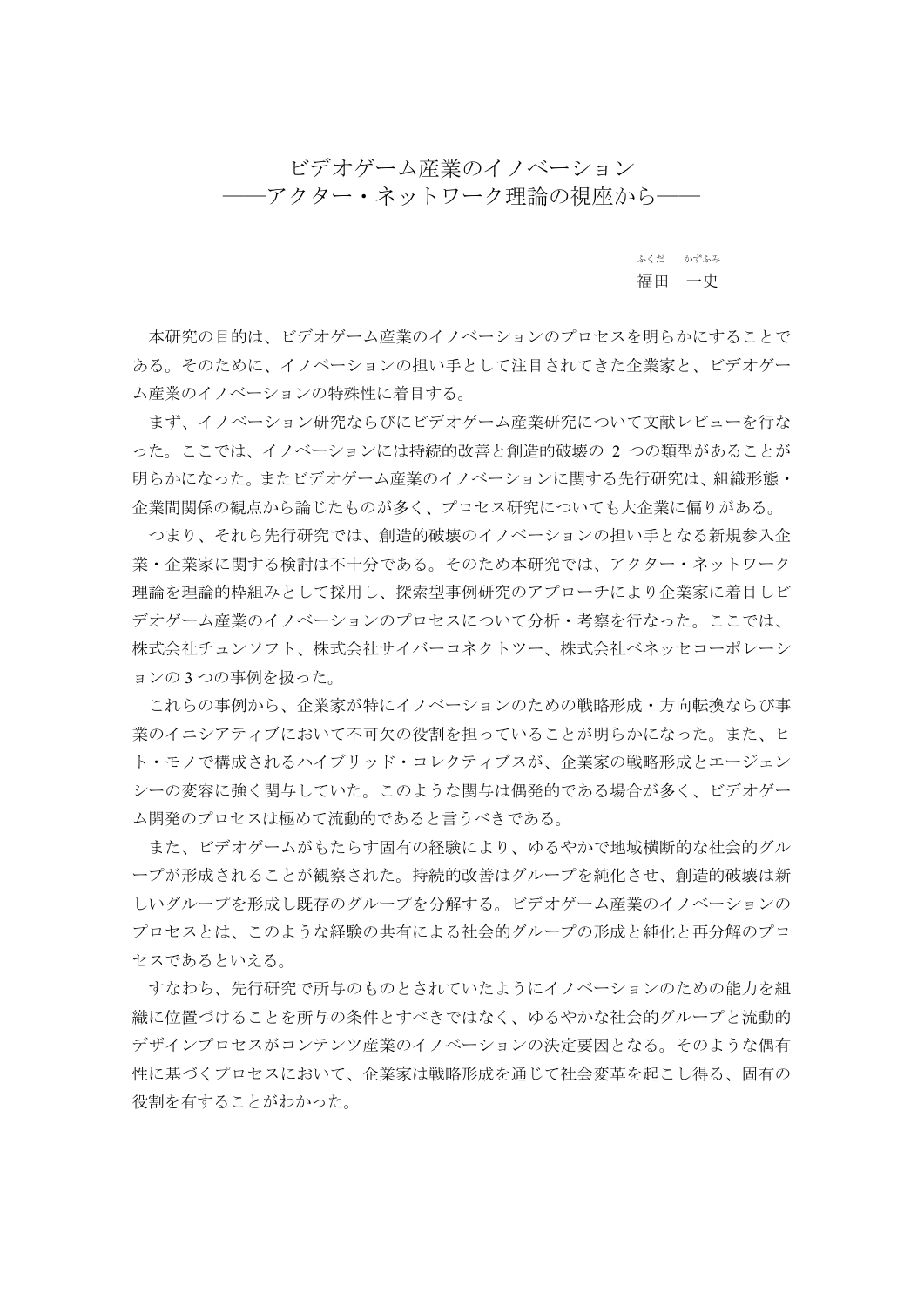# ビデオゲーム産業のイノベーション
## ——アクター・ネットワーク理論の視座から——

福田　一史（ふくだ　かずふみ）

本研究の目的は、ビデオゲーム産業のイノベーションのプロセスを明らかにすることである。そのために、イノベーションの担い手として注目されてきた企業家と、ビデオゲーム産業のイノベーションの特殊性に着目する。

まず、イノベーション研究ならびにビデオゲーム産業研究について文献レビューを行なった。ここでは、イノベーションには持続的改善と創造的破壊の 2 つの類型があることが明らかになった。またビデオゲーム産業のイノベーションに関する先行研究は、組織形態・企業間関係の観点から論じたものが多く、プロセス研究についても大企業に偏りがある。

つまり、それら先行研究では、創造的破壊のイノベーションの担い手となる新規参入企業・企業家に関する検討は不十分である。そのため本研究では、アクター・ネットワーク理論を理論的枠組みとして採用し、探索型事例研究のアプローチにより企業家に着目しビデオゲーム産業のイノベーションのプロセスについて分析・考察を行なった。ここでは、株式会社チュンソフト、株式会社サイバーコネクトツー、株式会社ベネッセコーポレーションの 3 つの事例を扱った。

これらの事例から、企業家が特にイノベーションのための戦略形成・方向転換ならび事業のイニシアティブにおいて不可欠の役割を担っていることが明らかになった。また、ヒト・モノで構成されるハイブリッド・コレクティブスが、企業家の戦略形成とエージェンシーの変容に強く関与していた。このような関与は偶発的である場合が多く、ビデオゲーム開発のプロセスは極めて流動的であると言うべきである。

また、ビデオゲームがもたらす固有の経験により、ゆるやかで地域横断的な社会的グループが形成されることが観察された。持続的改善はグループを純化させ、創造的破壊は新しいグループを形成し既存のグループを分解する。ビデオゲーム産業のイノベーションのプロセスとは、このような経験の共有による社会的グループの形成と純化と再分解のプロセスであるといえる。

すなわち、先行研究で所与のものとされていたようにイノベーションのための能力を組織に位置づけることを所与の条件とすべきではなく、ゆるやかな社会的グループと流動的デザインプロセスがコンテンツ産業のイノベーションの決定要因となる。そのような偶有性に基づくプロセスにおいて、企業家は戦略形成を通じて社会変革を起こし得る、固有の役割を有することがわかった。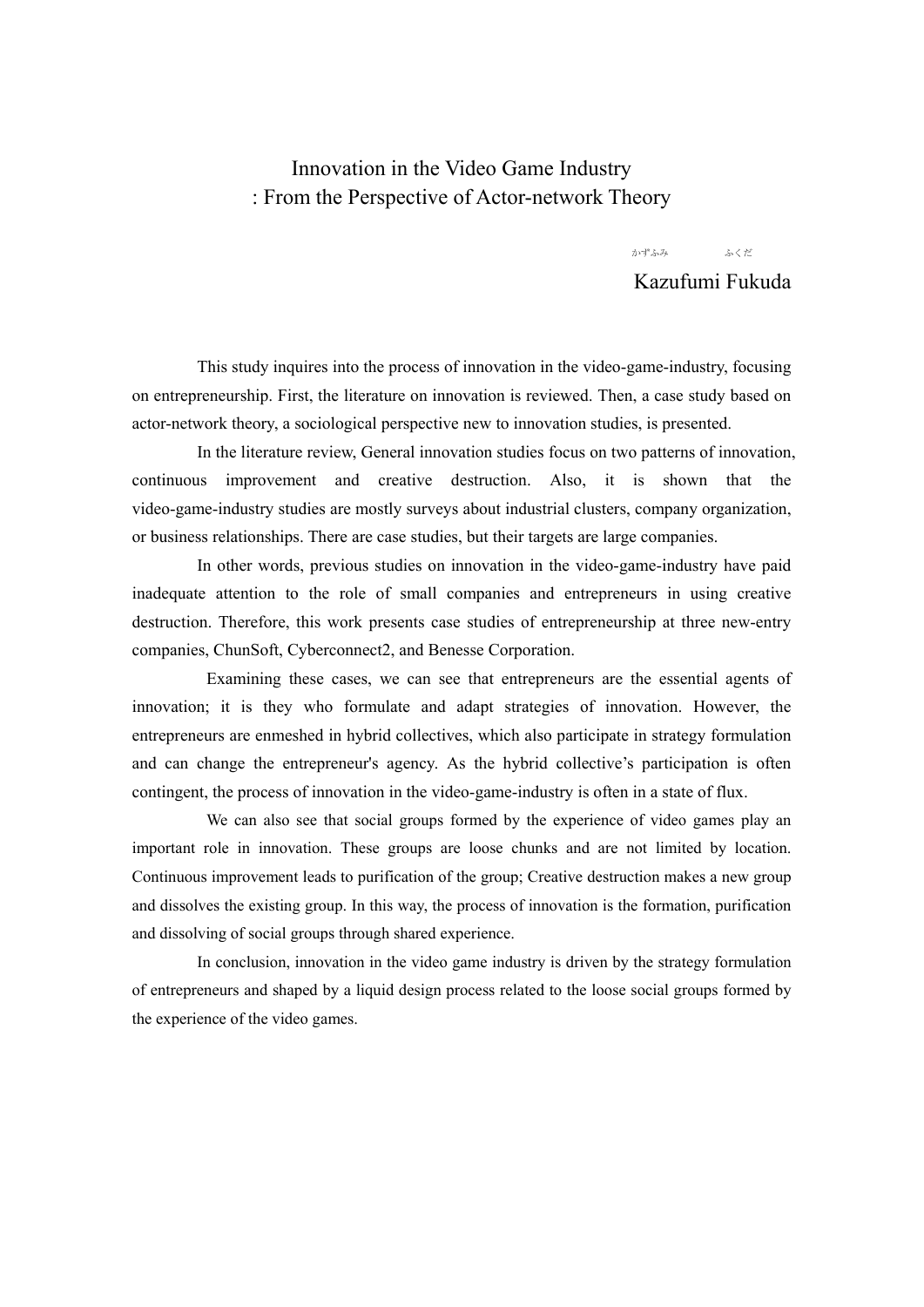# Innovation in the Video Game Industry
# : From the Perspective of Actor-network Theory

かずふみ　　ふくだ
Kazufumi Fukuda

This study inquires into the process of innovation in the video-game-industry, focusing on entrepreneurship. First, the literature on innovation is reviewed. Then, a case study based on actor-network theory, a sociological perspective new to innovation studies, is presented.

In the literature review, General innovation studies focus on two patterns of innovation, continuous improvement and creative destruction. Also, it is shown that the video-game-industry studies are mostly surveys about industrial clusters, company organization, or business relationships. There are case studies, but their targets are large companies.

In other words, previous studies on innovation in the video-game-industry have paid inadequate attention to the role of small companies and entrepreneurs in using creative destruction. Therefore, this work presents case studies of entrepreneurship at three new-entry companies, ChunSoft, Cyberconnect2, and Benesse Corporation.

Examining these cases, we can see that entrepreneurs are the essential agents of innovation; it is they who formulate and adapt strategies of innovation. However, the entrepreneurs are enmeshed in hybrid collectives, which also participate in strategy formulation and can change the entrepreneur's agency. As the hybrid collective's participation is often contingent, the process of innovation in the video-game-industry is often in a state of flux.

We can also see that social groups formed by the experience of video games play an important role in innovation. These groups are loose chunks and are not limited by location. Continuous improvement leads to purification of the group; Creative destruction makes a new group and dissolves the existing group. In this way, the process of innovation is the formation, purification and dissolving of social groups through shared experience.

In conclusion, innovation in the video game industry is driven by the strategy formulation of entrepreneurs and shaped by a liquid design process related to the loose social groups formed by the experience of the video games.